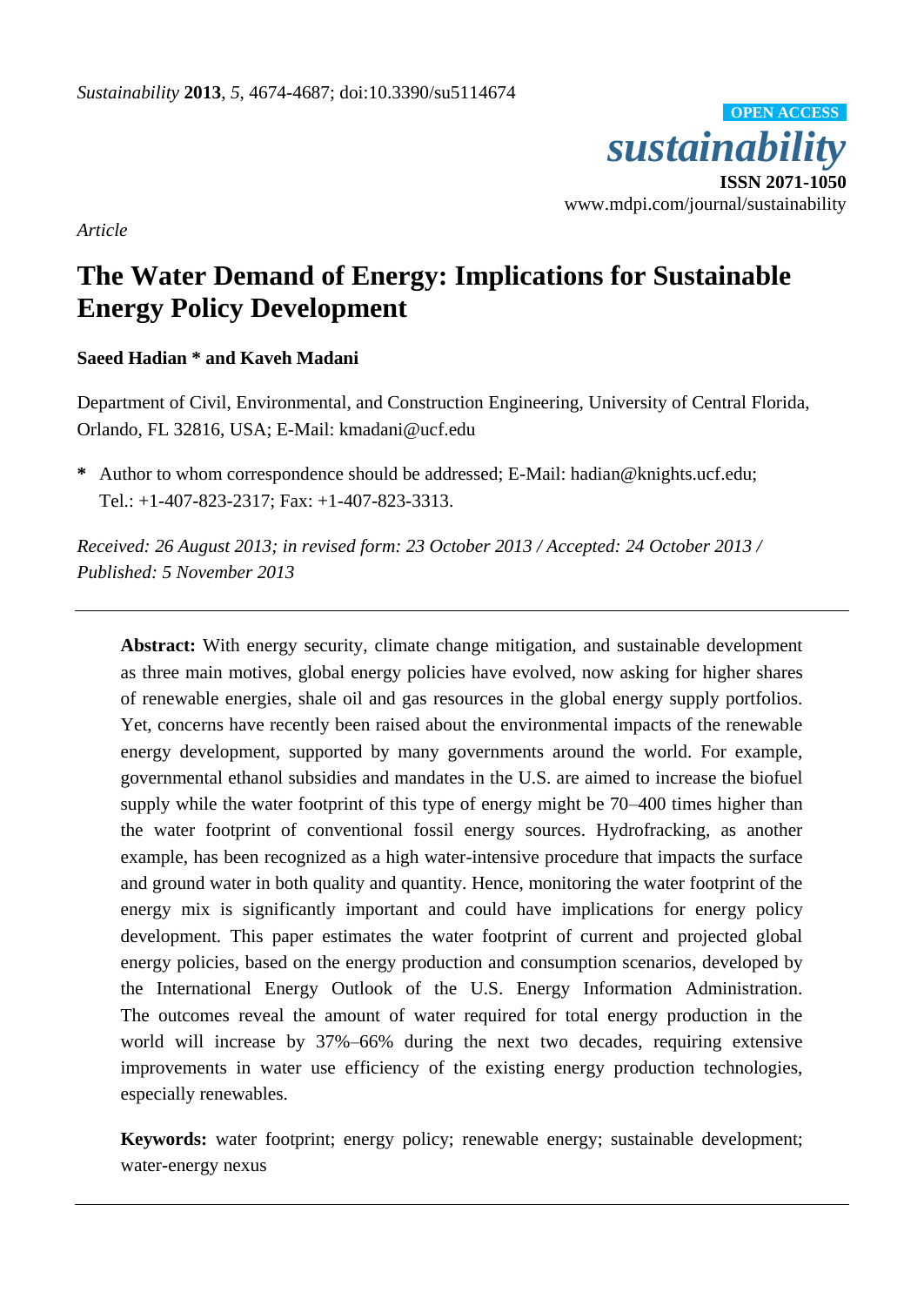*Article*

# The Water Demand of Energy: Implications for Sustainable Energy Policy Development

**Saeed Hadian * and Kaveh Madani**

Department of Civil, Environmental, and Construction Engineering, University of Central Florida, Orlando, FL 32816, USA; E-Mail: kmadani@ucf.edu

**\*** Author to whom correspondence should be addressed; E-Mail: hadian@knights.ucf.edu; Tel.: +1-407-823-2317; Fax: +1-407-823-3313.

*Received: 26 August 2013; in revised form: 23 October 2013 / Accepted: 24 October 2013 / Published: 5 November 2013*

---

**Abstract:** With energy security, climate change mitigation, and sustainable development as three main motives, global energy policies have evolved, now asking for higher shares of renewable energies, shale oil and gas resources in the global energy supply portfolios. Yet, concerns have recently been raised about the environmental impacts of the renewable energy development, supported by many governments around the world. For example, governmental ethanol subsidies and mandates in the U.S. are aimed to increase the biofuel supply while the water footprint of this type of energy might be 70–400 times higher than the water footprint of conventional fossil energy sources. Hydrofracking, as another example, has been recognized as a high water-intensive procedure that impacts the surface and ground water in both quality and quantity. Hence, monitoring the water footprint of the energy mix is significantly important and could have implications for energy policy development. This paper estimates the water footprint of current and projected global energy policies, based on the energy production and consumption scenarios, developed by the International Energy Outlook of the U.S. Energy Information Administration. The outcomes reveal the amount of water required for total energy production in the world will increase by 37%–66% during the next two decades, requiring extensive improvements in water use efficiency of the existing energy production technologies, especially renewables.

**Keywords:** water footprint; energy policy; renewable energy; sustainable development; water-energy nexus

---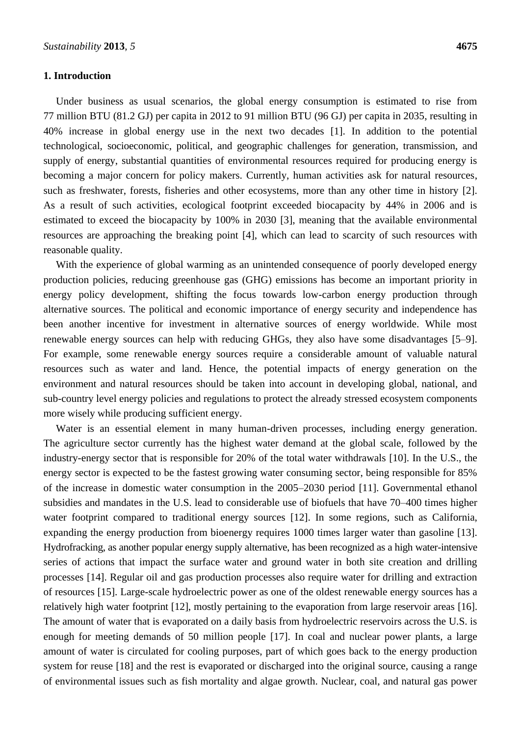## 1. Introduction

Under business as usual scenarios, the global energy consumption is estimated to rise from 77 million BTU (81.2 GJ) per capita in 2012 to 91 million BTU (96 GJ) per capita in 2035, resulting in 40% increase in global energy use in the next two decades [1]. In addition to the potential technological, socioeconomic, political, and geographic challenges for generation, transmission, and supply of energy, substantial quantities of environmental resources required for producing energy is becoming a major concern for policy makers. Currently, human activities ask for natural resources, such as freshwater, forests, fisheries and other ecosystems, more than any other time in history [2]. As a result of such activities, ecological footprint exceeded biocapacity by 44% in 2006 and is estimated to exceed the biocapacity by 100% in 2030 [3], meaning that the available environmental resources are approaching the breaking point [4], which can lead to scarcity of such resources with reasonable quality.

With the experience of global warming as an unintended consequence of poorly developed energy production policies, reducing greenhouse gas (GHG) emissions has become an important priority in energy policy development, shifting the focus towards low-carbon energy production through alternative sources. The political and economic importance of energy security and independence has been another incentive for investment in alternative sources of energy worldwide. While most renewable energy sources can help with reducing GHGs, they also have some disadvantages [5–9]. For example, some renewable energy sources require a considerable amount of valuable natural resources such as water and land. Hence, the potential impacts of energy generation on the environment and natural resources should be taken into account in developing global, national, and sub-country level energy policies and regulations to protect the already stressed ecosystem components more wisely while producing sufficient energy.

Water is an essential element in many human-driven processes, including energy generation. The agriculture sector currently has the highest water demand at the global scale, followed by the industry-energy sector that is responsible for 20% of the total water withdrawals [10]. In the U.S., the energy sector is expected to be the fastest growing water consuming sector, being responsible for 85% of the increase in domestic water consumption in the 2005–2030 period [11]. Governmental ethanol subsidies and mandates in the U.S. lead to considerable use of biofuels that have 70–400 times higher water footprint compared to traditional energy sources [12]. In some regions, such as California, expanding the energy production from bioenergy requires 1000 times larger water than gasoline [13]. Hydrofracking, as another popular energy supply alternative, has been recognized as a high water-intensive series of actions that impact the surface water and ground water in both site creation and drilling processes [14]. Regular oil and gas production processes also require water for drilling and extraction of resources [15]. Large-scale hydroelectric power as one of the oldest renewable energy sources has a relatively high water footprint [12], mostly pertaining to the evaporation from large reservoir areas [16]. The amount of water that is evaporated on a daily basis from hydroelectric reservoirs across the U.S. is enough for meeting demands of 50 million people [17]. In coal and nuclear power plants, a large amount of water is circulated for cooling purposes, part of which goes back to the energy production system for reuse [18] and the rest is evaporated or discharged into the original source, causing a range of environmental issues such as fish mortality and algae growth. Nuclear, coal, and natural gas power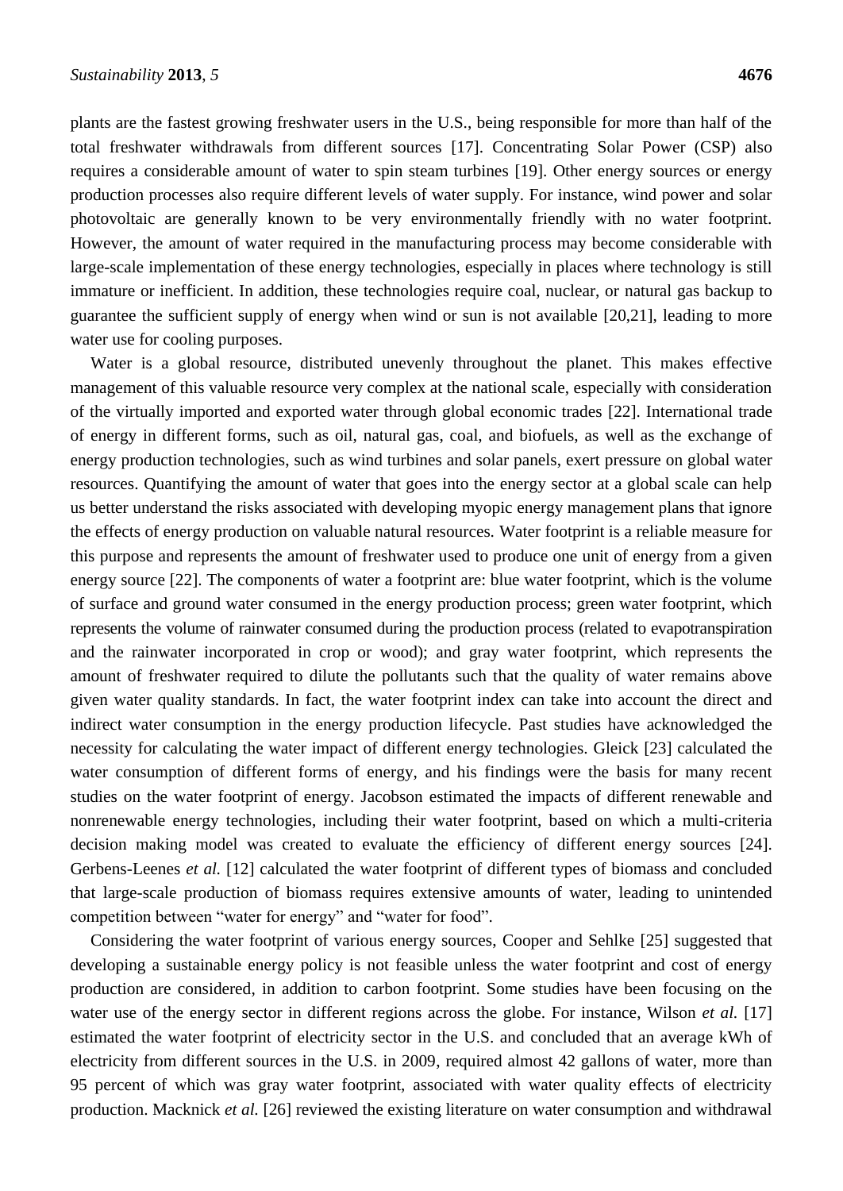plants are the fastest growing freshwater users in the U.S., being responsible for more than half of the total freshwater withdrawals from different sources [17]. Concentrating Solar Power (CSP) also requires a considerable amount of water to spin steam turbines [19]. Other energy sources or energy production processes also require different levels of water supply. For instance, wind power and solar photovoltaic are generally known to be very environmentally friendly with no water footprint. However, the amount of water required in the manufacturing process may become considerable with large-scale implementation of these energy technologies, especially in places where technology is still immature or inefficient. In addition, these technologies require coal, nuclear, or natural gas backup to guarantee the sufficient supply of energy when wind or sun is not available [20,21], leading to more water use for cooling purposes.

Water is a global resource, distributed unevenly throughout the planet. This makes effective management of this valuable resource very complex at the national scale, especially with consideration of the virtually imported and exported water through global economic trades [22]. International trade of energy in different forms, such as oil, natural gas, coal, and biofuels, as well as the exchange of energy production technologies, such as wind turbines and solar panels, exert pressure on global water resources. Quantifying the amount of water that goes into the energy sector at a global scale can help us better understand the risks associated with developing myopic energy management plans that ignore the effects of energy production on valuable natural resources. Water footprint is a reliable measure for this purpose and represents the amount of freshwater used to produce one unit of energy from a given energy source [22]. The components of water a footprint are: blue water footprint, which is the volume of surface and ground water consumed in the energy production process; green water footprint, which represents the volume of rainwater consumed during the production process (related to evapotranspiration and the rainwater incorporated in crop or wood); and gray water footprint, which represents the amount of freshwater required to dilute the pollutants such that the quality of water remains above given water quality standards. In fact, the water footprint index can take into account the direct and indirect water consumption in the energy production lifecycle. Past studies have acknowledged the necessity for calculating the water impact of different energy technologies. Gleick [23] calculated the water consumption of different forms of energy, and his findings were the basis for many recent studies on the water footprint of energy. Jacobson estimated the impacts of different renewable and nonrenewable energy technologies, including their water footprint, based on which a multi-criteria decision making model was created to evaluate the efficiency of different energy sources [24]. Gerbens-Leenes *et al.* [12] calculated the water footprint of different types of biomass and concluded that large-scale production of biomass requires extensive amounts of water, leading to unintended competition between "water for energy" and "water for food".

Considering the water footprint of various energy sources, Cooper and Sehlke [25] suggested that developing a sustainable energy policy is not feasible unless the water footprint and cost of energy production are considered, in addition to carbon footprint. Some studies have been focusing on the water use of the energy sector in different regions across the globe. For instance, Wilson *et al.* [17] estimated the water footprint of electricity sector in the U.S. and concluded that an average kWh of electricity from different sources in the U.S. in 2009, required almost 42 gallons of water, more than 95 percent of which was gray water footprint, associated with water quality effects of electricity production. Macknick *et al.* [26] reviewed the existing literature on water consumption and withdrawal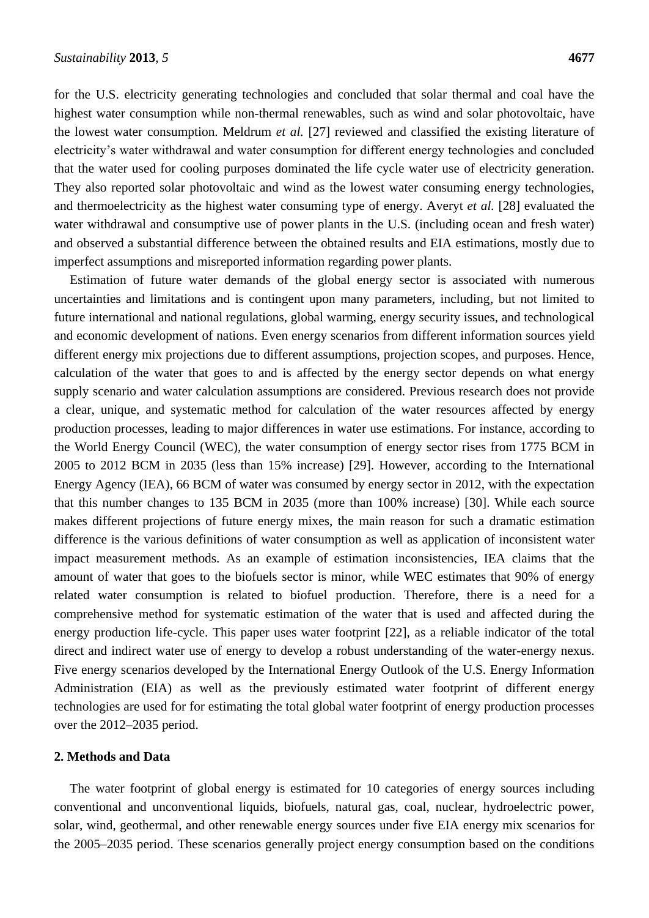for the U.S. electricity generating technologies and concluded that solar thermal and coal have the highest water consumption while non-thermal renewables, such as wind and solar photovoltaic, have the lowest water consumption. Meldrum *et al.* [27] reviewed and classified the existing literature of electricity's water withdrawal and water consumption for different energy technologies and concluded that the water used for cooling purposes dominated the life cycle water use of electricity generation. They also reported solar photovoltaic and wind as the lowest water consuming energy technologies, and thermoelectricity as the highest water consuming type of energy. Averyt *et al.* [28] evaluated the water withdrawal and consumptive use of power plants in the U.S. (including ocean and fresh water) and observed a substantial difference between the obtained results and EIA estimations, mostly due to imperfect assumptions and misreported information regarding power plants.

Estimation of future water demands of the global energy sector is associated with numerous uncertainties and limitations and is contingent upon many parameters, including, but not limited to future international and national regulations, global warming, energy security issues, and technological and economic development of nations. Even energy scenarios from different information sources yield different energy mix projections due to different assumptions, projection scopes, and purposes. Hence, calculation of the water that goes to and is affected by the energy sector depends on what energy supply scenario and water calculation assumptions are considered. Previous research does not provide a clear, unique, and systematic method for calculation of the water resources affected by energy production processes, leading to major differences in water use estimations. For instance, according to the World Energy Council (WEC), the water consumption of energy sector rises from 1775 BCM in 2005 to 2012 BCM in 2035 (less than 15% increase) [29]. However, according to the International Energy Agency (IEA), 66 BCM of water was consumed by energy sector in 2012, with the expectation that this number changes to 135 BCM in 2035 (more than 100% increase) [30]. While each source makes different projections of future energy mixes, the main reason for such a dramatic estimation difference is the various definitions of water consumption as well as application of inconsistent water impact measurement methods. As an example of estimation inconsistencies, IEA claims that the amount of water that goes to the biofuels sector is minor, while WEC estimates that 90% of energy related water consumption is related to biofuel production. Therefore, there is a need for a comprehensive method for systematic estimation of the water that is used and affected during the energy production life-cycle. This paper uses water footprint [22], as a reliable indicator of the total direct and indirect water use of energy to develop a robust understanding of the water-energy nexus. Five energy scenarios developed by the International Energy Outlook of the U.S. Energy Information Administration (EIA) as well as the previously estimated water footprint of different energy technologies are used for for estimating the total global water footprint of energy production processes over the 2012–2035 period.

## 2. Methods and Data

The water footprint of global energy is estimated for 10 categories of energy sources including conventional and unconventional liquids, biofuels, natural gas, coal, nuclear, hydroelectric power, solar, wind, geothermal, and other renewable energy sources under five EIA energy mix scenarios for the 2005–2035 period. These scenarios generally project energy consumption based on the conditions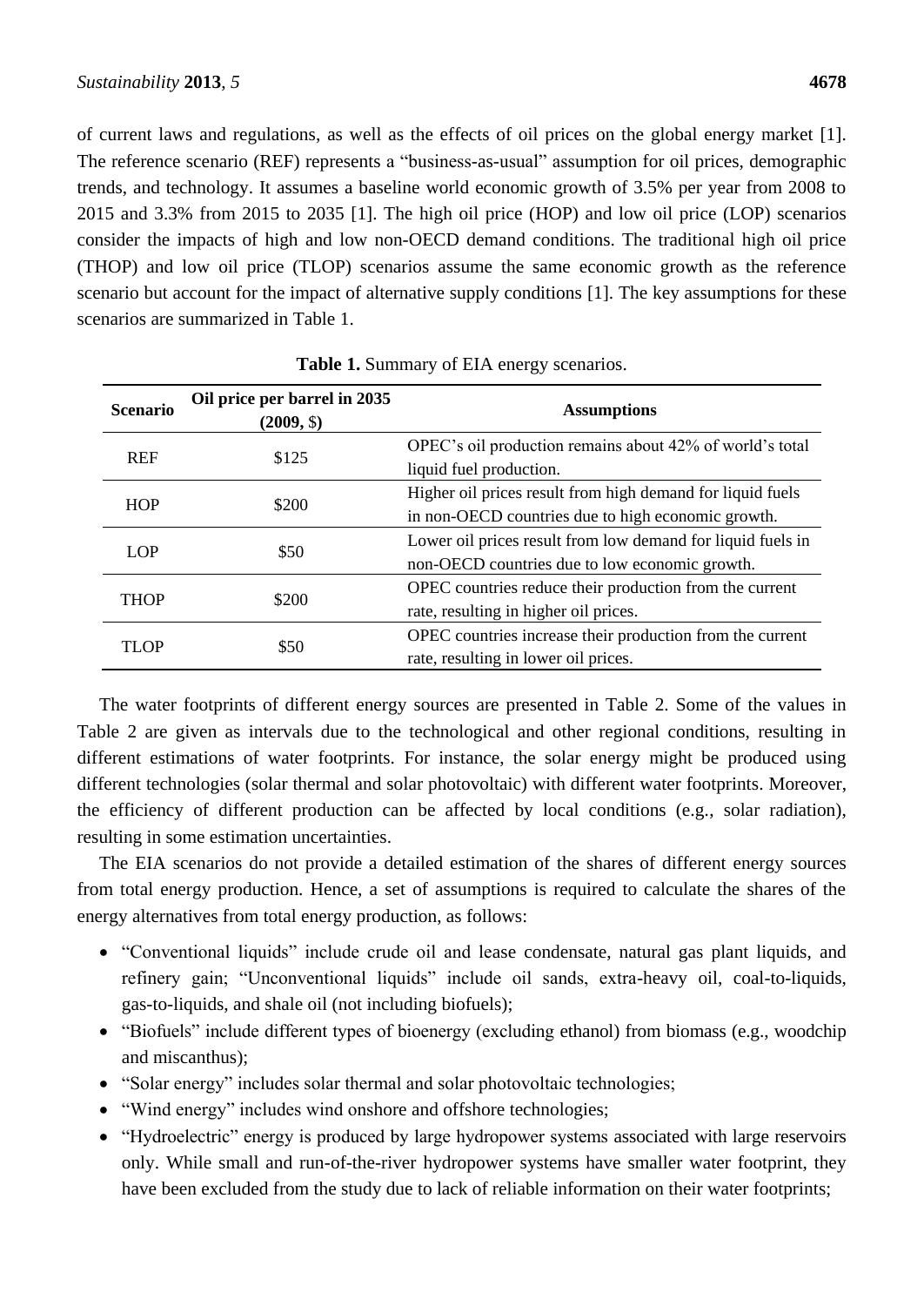of current laws and regulations, as well as the effects of oil prices on the global energy market [1]. The reference scenario (REF) represents a "business-as-usual" assumption for oil prices, demographic trends, and technology. It assumes a baseline world economic growth of 3.5% per year from 2008 to 2015 and 3.3% from 2015 to 2035 [1]. The high oil price (HOP) and low oil price (LOP) scenarios consider the impacts of high and low non-OECD demand conditions. The traditional high oil price (THOP) and low oil price (TLOP) scenarios assume the same economic growth as the reference scenario but account for the impact of alternative supply conditions [1]. The key assumptions for these scenarios are summarized in Table 1.

**Table 1.** Summary of EIA energy scenarios.

| Scenario | Oil price per barrel in 2035 (2009, $) | Assumptions |
|---|---|---|
| REF | $125 | OPEC's oil production remains about 42% of world's total liquid fuel production. |
| HOP | $200 | Higher oil prices result from high demand for liquid fuels in non-OECD countries due to high economic growth. |
| LOP | $50 | Lower oil prices result from low demand for liquid fuels in non-OECD countries due to low economic growth. |
| THOP | $200 | OPEC countries reduce their production from the current rate, resulting in higher oil prices. |
| TLOP | $50 | OPEC countries increase their production from the current rate, resulting in lower oil prices. |

The water footprints of different energy sources are presented in Table 2. Some of the values in Table 2 are given as intervals due to the technological and other regional conditions, resulting in different estimations of water footprints. For instance, the solar energy might be produced using different technologies (solar thermal and solar photovoltaic) with different water footprints. Moreover, the efficiency of different production can be affected by local conditions (e.g., solar radiation), resulting in some estimation uncertainties.

The EIA scenarios do not provide a detailed estimation of the shares of different energy sources from total energy production. Hence, a set of assumptions is required to calculate the shares of the energy alternatives from total energy production, as follows:

- "Conventional liquids" include crude oil and lease condensate, natural gas plant liquids, and refinery gain; "Unconventional liquids" include oil sands, extra-heavy oil, coal-to-liquids, gas-to-liquids, and shale oil (not including biofuels);
- "Biofuels" include different types of bioenergy (excluding ethanol) from biomass (e.g., woodchip and miscanthus);
- "Solar energy" includes solar thermal and solar photovoltaic technologies;
- "Wind energy" includes wind onshore and offshore technologies;
- "Hydroelectric" energy is produced by large hydropower systems associated with large reservoirs only. While small and run-of-the-river hydropower systems have smaller water footprint, they have been excluded from the study due to lack of reliable information on their water footprints;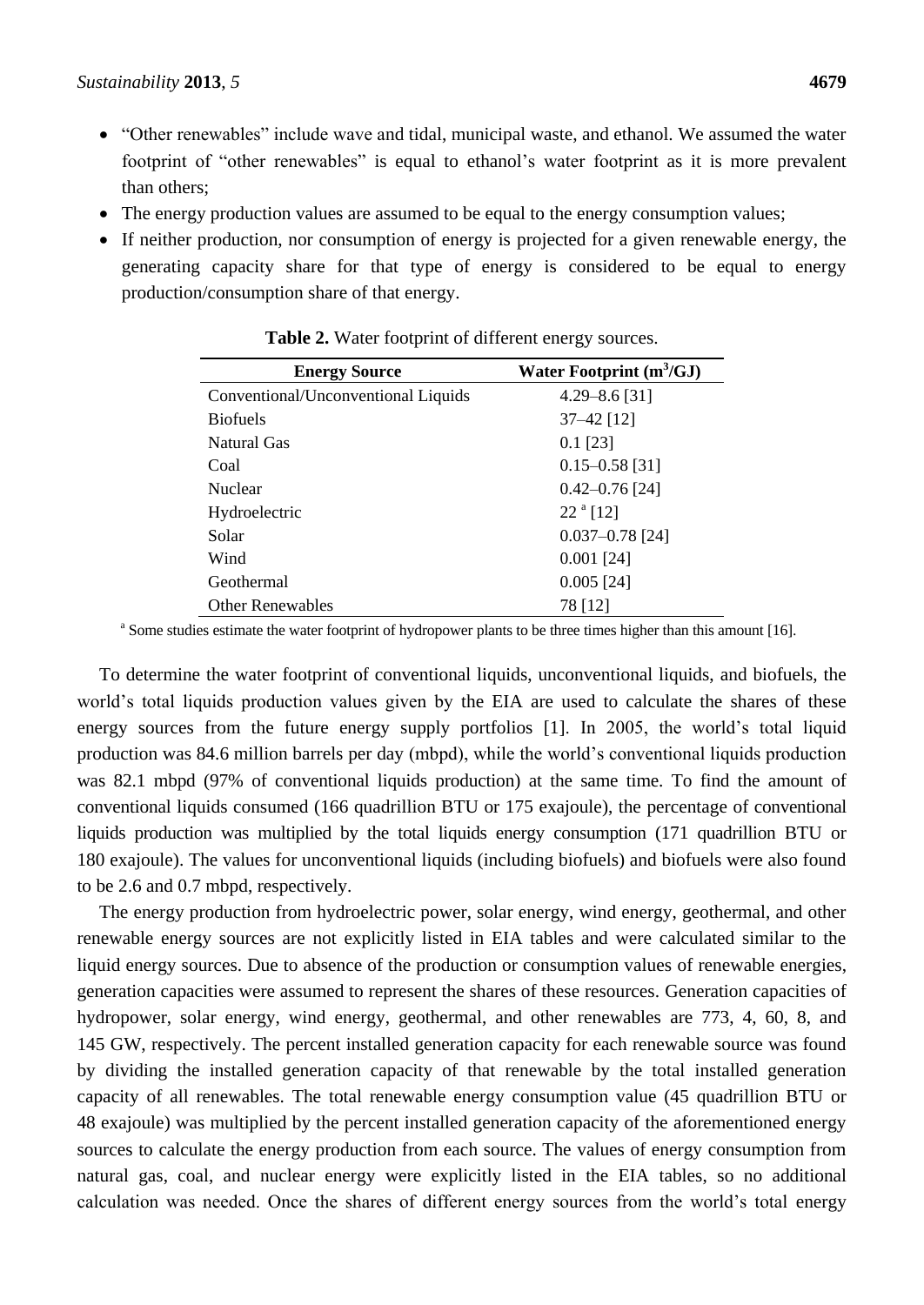- "Other renewables" include wave and tidal, municipal waste, and ethanol. We assumed the water footprint of "other renewables" is equal to ethanol's water footprint as it is more prevalent than others;
- The energy production values are assumed to be equal to the energy consumption values;
- If neither production, nor consumption of energy is projected for a given renewable energy, the generating capacity share for that type of energy is considered to be equal to energy production/consumption share of that energy.

**Table 2.** Water footprint of different energy sources.

| Energy Source | Water Footprint ($m^3$/GJ) |
|---|---|
| Conventional/Unconventional Liquids | 4.29–8.6 [31] |
| Biofuels | 37–42 [12] |
| Natural Gas | 0.1 [23] |
| Coal | 0.15–0.58 [31] |
| Nuclear | 0.42–0.76 [24] |
| Hydroelectric | 22 [a] [12] |
| Solar | 0.037–0.78 [24] |
| Wind | 0.001 [24] |
| Geothermal | 0.005 [24] |
| Other Renewables | 78 [12] |

[a] Some studies estimate the water footprint of hydropower plants to be three times higher than this amount [16].

To determine the water footprint of conventional liquids, unconventional liquids, and biofuels, the world's total liquids production values given by the EIA are used to calculate the shares of these energy sources from the future energy supply portfolios [1]. In 2005, the world's total liquid production was 84.6 million barrels per day (mbpd), while the world's conventional liquids production was 82.1 mbpd (97% of conventional liquids production) at the same time. To find the amount of conventional liquids consumed (166 quadrillion BTU or 175 exajoule), the percentage of conventional liquids production was multiplied by the total liquids energy consumption (171 quadrillion BTU or 180 exajoule). The values for unconventional liquids (including biofuels) and biofuels were also found to be 2.6 and 0.7 mbpd, respectively.

The energy production from hydroelectric power, solar energy, wind energy, geothermal, and other renewable energy sources are not explicitly listed in EIA tables and were calculated similar to the liquid energy sources. Due to absence of the production or consumption values of renewable energies, generation capacities were assumed to represent the shares of these resources. Generation capacities of hydropower, solar energy, wind energy, geothermal, and other renewables are 773, 4, 60, 8, and 145 GW, respectively. The percent installed generation capacity for each renewable source was found by dividing the installed generation capacity of that renewable by the total installed generation capacity of all renewables. The total renewable energy consumption value (45 quadrillion BTU or 48 exajoule) was multiplied by the percent installed generation capacity of the aforementioned energy sources to calculate the energy production from each source. The values of energy consumption from natural gas, coal, and nuclear energy were explicitly listed in the EIA tables, so no additional calculation was needed. Once the shares of different energy sources from the world's total energy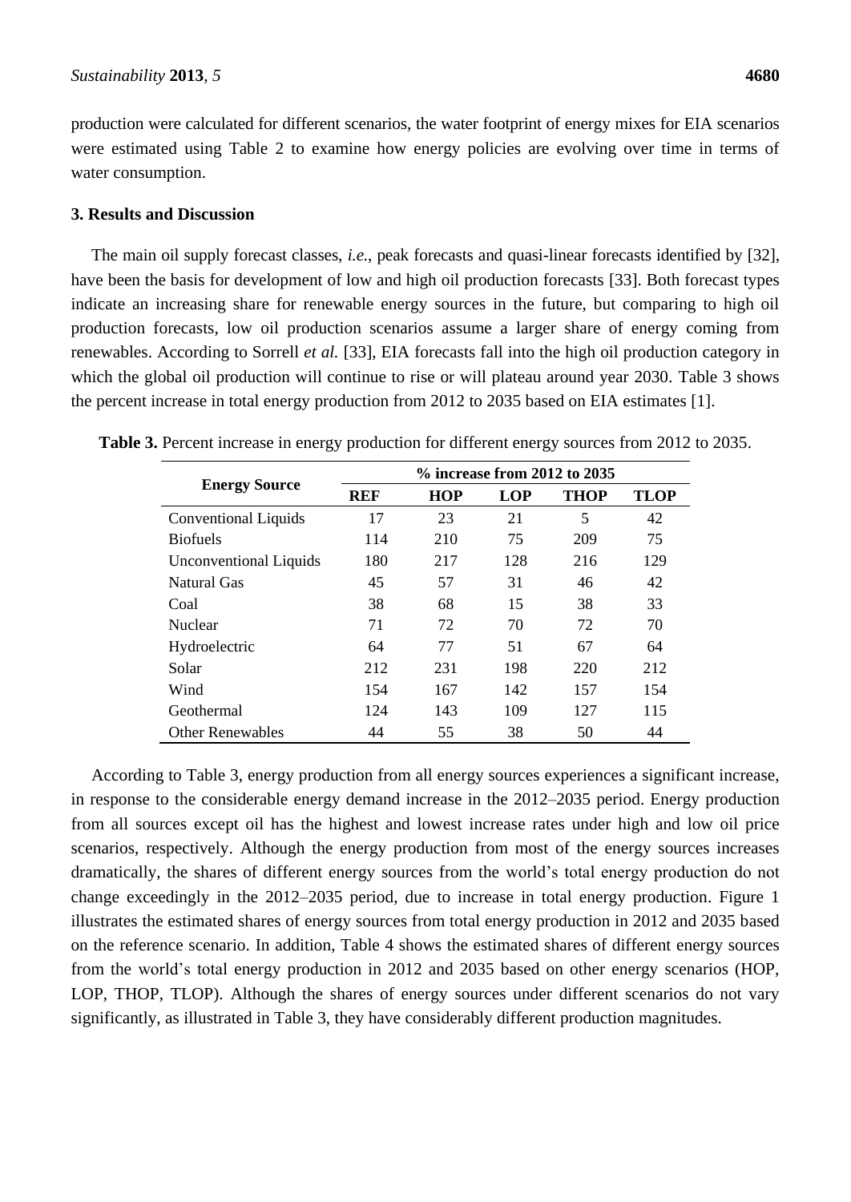production were calculated for different scenarios, the water footprint of energy mixes for EIA scenarios were estimated using Table 2 to examine how energy policies are evolving over time in terms of water consumption.

## 3. Results and Discussion

The main oil supply forecast classes, *i.e.*, peak forecasts and quasi-linear forecasts identified by [32], have been the basis for development of low and high oil production forecasts [33]. Both forecast types indicate an increasing share for renewable energy sources in the future, but comparing to high oil production forecasts, low oil production scenarios assume a larger share of energy coming from renewables. According to Sorrell *et al.* [33], EIA forecasts fall into the high oil production category in which the global oil production will continue to rise or will plateau around year 2030. Table 3 shows the percent increase in total energy production from 2012 to 2035 based on EIA estimates [1].

**Table 3.** Percent increase in energy production for different energy sources from 2012 to 2035.

| Energy Source | % increase from 2012 to 2035 | | | | |
|---|---|---|---|---|---|
| | **REF** | **HOP** | **LOP** | **THOP** | **TLOP** |
| Conventional Liquids | 17 | 23 | 21 | 5 | 42 |
| Biofuels | 114 | 210 | 75 | 209 | 75 |
| Unconventional Liquids | 180 | 217 | 128 | 216 | 129 |
| Natural Gas | 45 | 57 | 31 | 46 | 42 |
| Coal | 38 | 68 | 15 | 38 | 33 |
| Nuclear | 71 | 72 | 70 | 72 | 70 |
| Hydroelectric | 64 | 77 | 51 | 67 | 64 |
| Solar | 212 | 231 | 198 | 220 | 212 |
| Wind | 154 | 167 | 142 | 157 | 154 |
| Geothermal | 124 | 143 | 109 | 127 | 115 |
| Other Renewables | 44 | 55 | 38 | 50 | 44 |

According to Table 3, energy production from all energy sources experiences a significant increase, in response to the considerable energy demand increase in the 2012–2035 period. Energy production from all sources except oil has the highest and lowest increase rates under high and low oil price scenarios, respectively. Although the energy production from most of the energy sources increases dramatically, the shares of different energy sources from the world's total energy production do not change exceedingly in the 2012–2035 period, due to increase in total energy production. Figure 1 illustrates the estimated shares of energy sources from total energy production in 2012 and 2035 based on the reference scenario. In addition, Table 4 shows the estimated shares of different energy sources from the world's total energy production in 2012 and 2035 based on other energy scenarios (HOP, LOP, THOP, TLOP). Although the shares of energy sources under different scenarios do not vary significantly, as illustrated in Table 3, they have considerably different production magnitudes.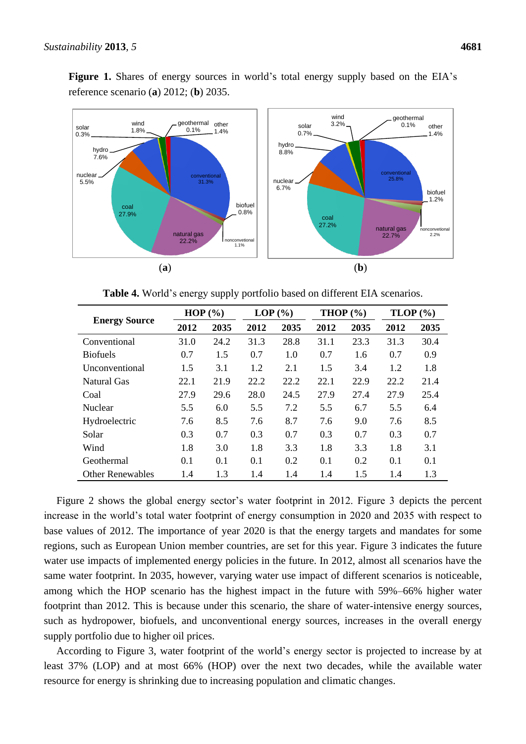**Figure 1.** Shares of energy sources in world's total energy supply based on the EIA's reference scenario (**a**) 2012; (**b**) 2035.

(**a**) (**b**)

**Table 4.** World's energy supply portfolio based on different EIA scenarios.

| Energy Source | HOP (%) | | LOP (%) | | THOP (%) | | TLOP (%) | |
|---|---|---|---|---|---|---|---|---|
| | 2012 | 2035 | 2012 | 2035 | 2012 | 2035 | 2012 | 2035 |
| Conventional | 31.0 | 24.2 | 31.3 | 28.8 | 31.1 | 23.3 | 31.3 | 30.4 |
| Biofuels | 0.7 | 1.5 | 0.7 | 1.0 | 0.7 | 1.6 | 0.7 | 0.9 |
| Unconventional | 1.5 | 3.1 | 1.2 | 2.1 | 1.5 | 3.4 | 1.2 | 1.8 |
| Natural Gas | 22.1 | 21.9 | 22.2 | 22.2 | 22.1 | 22.9 | 22.2 | 21.4 |
| Coal | 27.9 | 29.6 | 28.0 | 24.5 | 27.9 | 27.4 | 27.9 | 25.4 |
| Nuclear | 5.5 | 6.0 | 5.5 | 7.2 | 5.5 | 6.7 | 5.5 | 6.4 |
| Hydroelectric | 7.6 | 8.5 | 7.6 | 8.7 | 7.6 | 9.0 | 7.6 | 8.5 |
| Solar | 0.3 | 0.7 | 0.3 | 0.7 | 0.3 | 0.7 | 0.3 | 0.7 |
| Wind | 1.8 | 3.0 | 1.8 | 3.3 | 1.8 | 3.3 | 1.8 | 3.1 |
| Geothermal | 0.1 | 0.1 | 0.1 | 0.2 | 0.1 | 0.2 | 0.1 | 0.1 |
| Other Renewables | 1.4 | 1.3 | 1.4 | 1.4 | 1.4 | 1.5 | 1.4 | 1.3 |

Figure 2 shows the global energy sector's water footprint in 2012. Figure 3 depicts the percent increase in the world's total water footprint of energy consumption in 2020 and 2035 with respect to base values of 2012. The importance of year 2020 is that the energy targets and mandates for some regions, such as European Union member countries, are set for this year. Figure 3 indicates the future water use impacts of implemented energy policies in the future. In 2012, almost all scenarios have the same water footprint. In 2035, however, varying water use impact of different scenarios is noticeable, among which the HOP scenario has the highest impact in the future with 59%–66% higher water footprint than 2012. This is because under this scenario, the share of water-intensive energy sources, such as hydropower, biofuels, and unconventional energy sources, increases in the overall energy supply portfolio due to higher oil prices.

According to Figure 3, water footprint of the world's energy sector is projected to increase by at least 37% (LOP) and at most 66% (HOP) over the next two decades, while the available water resource for energy is shrinking due to increasing population and climatic changes.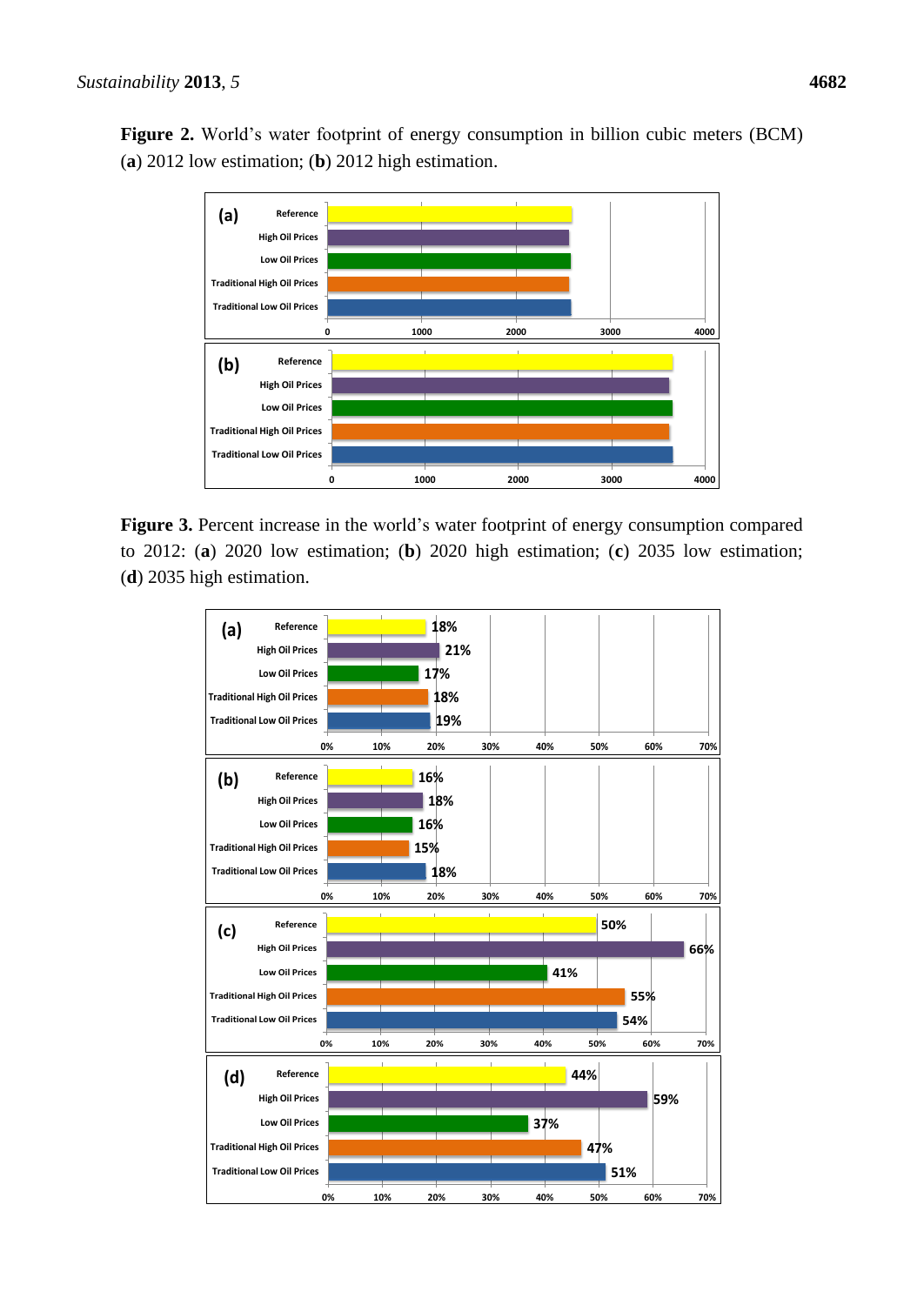**Figure 2.** World's water footprint of energy consumption in billion cubic meters (BCM) (**a**) 2012 low estimation; (**b**) 2012 high estimation.

**Figure 3.** Percent increase in the world's water footprint of energy consumption compared to 2012: (**a**) 2020 low estimation; (**b**) 2020 high estimation; (**c**) 2035 low estimation; (**d**) 2035 high estimation.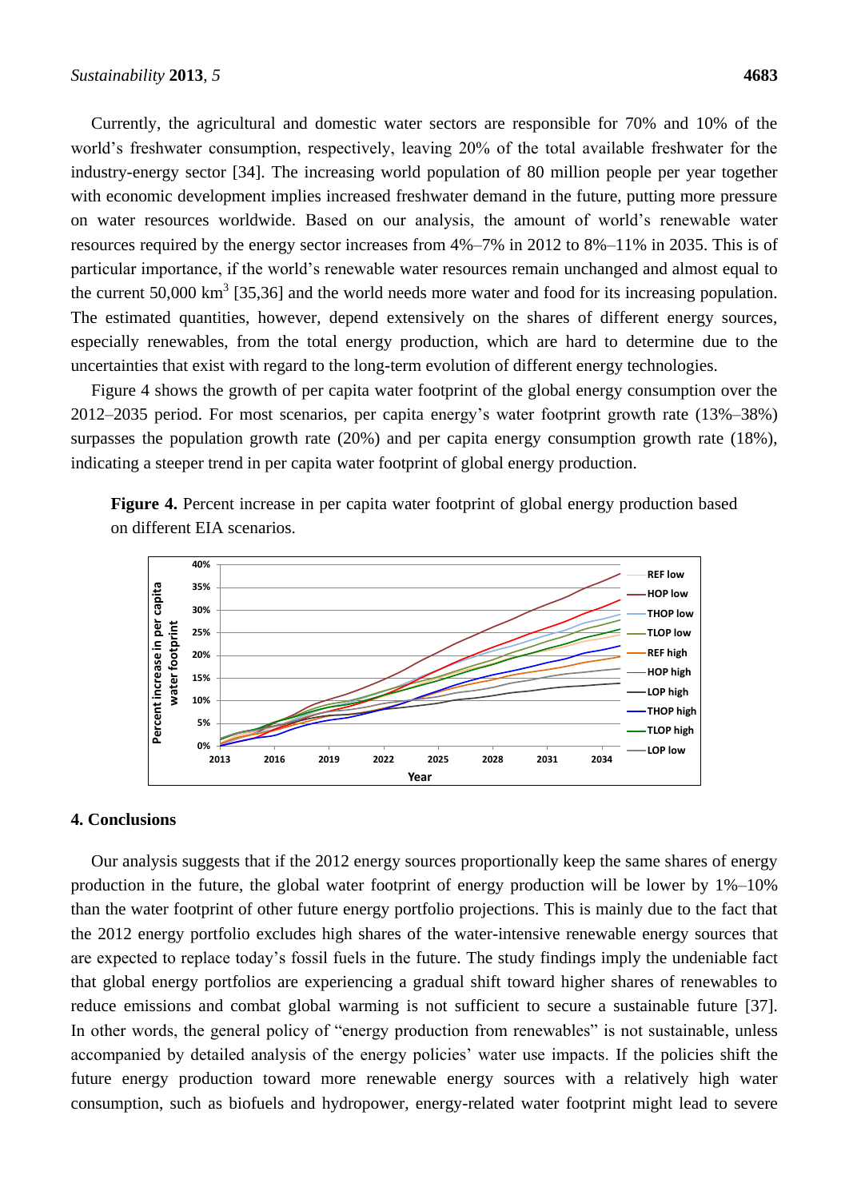Currently, the agricultural and domestic water sectors are responsible for 70% and 10% of the world's freshwater consumption, respectively, leaving 20% of the total available freshwater for the industry-energy sector [34]. The increasing world population of 80 million people per year together with economic development implies increased freshwater demand in the future, putting more pressure on water resources worldwide. Based on our analysis, the amount of world's renewable water resources required by the energy sector increases from 4%–7% in 2012 to 8%–11% in 2035. This is of particular importance, if the world's renewable water resources remain unchanged and almost equal to the current 50,000 $km^3$ [35,36] and the world needs more water and food for its increasing population. The estimated quantities, however, depend extensively on the shares of different energy sources, especially renewables, from the total energy production, which are hard to determine due to the uncertainties that exist with regard to the long-term evolution of different energy technologies.

Figure 4 shows the growth of per capita water footprint of the global energy consumption over the 2012–2035 period. For most scenarios, per capita energy's water footprint growth rate (13%–38%) surpasses the population growth rate (20%) and per capita energy consumption growth rate (18%), indicating a steeper trend in per capita water footprint of global energy production.

**Figure 4.** Percent increase in per capita water footprint of global energy production based on different EIA scenarios.

## 4. Conclusions

Our analysis suggests that if the 2012 energy sources proportionally keep the same shares of energy production in the future, the global water footprint of energy production will be lower by 1%–10% than the water footprint of other future energy portfolio projections. This is mainly due to the fact that the 2012 energy portfolio excludes high shares of the water-intensive renewable energy sources that are expected to replace today's fossil fuels in the future. The study findings imply the undeniable fact that global energy portfolios are experiencing a gradual shift toward higher shares of renewables to reduce emissions and combat global warming is not sufficient to secure a sustainable future [37]. In other words, the general policy of "energy production from renewables" is not sustainable, unless accompanied by detailed analysis of the energy policies' water use impacts. If the policies shift the future energy production toward more renewable energy sources with a relatively high water consumption, such as biofuels and hydropower, energy-related water footprint might lead to severe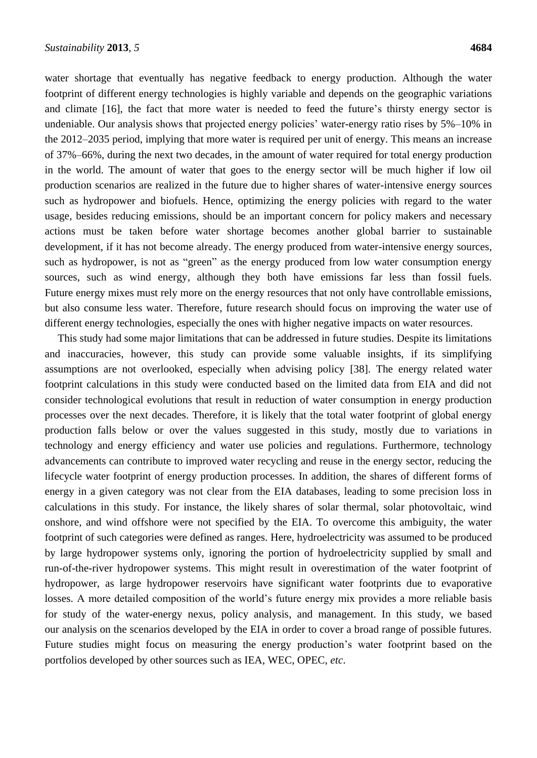water shortage that eventually has negative feedback to energy production. Although the water footprint of different energy technologies is highly variable and depends on the geographic variations and climate [16], the fact that more water is needed to feed the future's thirsty energy sector is undeniable. Our analysis shows that projected energy policies' water-energy ratio rises by 5%–10% in the 2012–2035 period, implying that more water is required per unit of energy. This means an increase of 37%–66%, during the next two decades, in the amount of water required for total energy production in the world. The amount of water that goes to the energy sector will be much higher if low oil production scenarios are realized in the future due to higher shares of water-intensive energy sources such as hydropower and biofuels. Hence, optimizing the energy policies with regard to the water usage, besides reducing emissions, should be an important concern for policy makers and necessary actions must be taken before water shortage becomes another global barrier to sustainable development, if it has not become already. The energy produced from water-intensive energy sources, such as hydropower, is not as "green" as the energy produced from low water consumption energy sources, such as wind energy, although they both have emissions far less than fossil fuels. Future energy mixes must rely more on the energy resources that not only have controllable emissions, but also consume less water. Therefore, future research should focus on improving the water use of different energy technologies, especially the ones with higher negative impacts on water resources.

This study had some major limitations that can be addressed in future studies. Despite its limitations and inaccuracies, however, this study can provide some valuable insights, if its simplifying assumptions are not overlooked, especially when advising policy [38]. The energy related water footprint calculations in this study were conducted based on the limited data from EIA and did not consider technological evolutions that result in reduction of water consumption in energy production processes over the next decades. Therefore, it is likely that the total water footprint of global energy production falls below or over the values suggested in this study, mostly due to variations in technology and energy efficiency and water use policies and regulations. Furthermore, technology advancements can contribute to improved water recycling and reuse in the energy sector, reducing the lifecycle water footprint of energy production processes. In addition, the shares of different forms of energy in a given category was not clear from the EIA databases, leading to some precision loss in calculations in this study. For instance, the likely shares of solar thermal, solar photovoltaic, wind onshore, and wind offshore were not specified by the EIA. To overcome this ambiguity, the water footprint of such categories were defined as ranges. Here, hydroelectricity was assumed to be produced by large hydropower systems only, ignoring the portion of hydroelectricity supplied by small and run-of-the-river hydropower systems. This might result in overestimation of the water footprint of hydropower, as large hydropower reservoirs have significant water footprints due to evaporative losses. A more detailed composition of the world's future energy mix provides a more reliable basis for study of the water-energy nexus, policy analysis, and management. In this study, we based our analysis on the scenarios developed by the EIA in order to cover a broad range of possible futures. Future studies might focus on measuring the energy production's water footprint based on the portfolios developed by other sources such as IEA, WEC, OPEC, *etc*.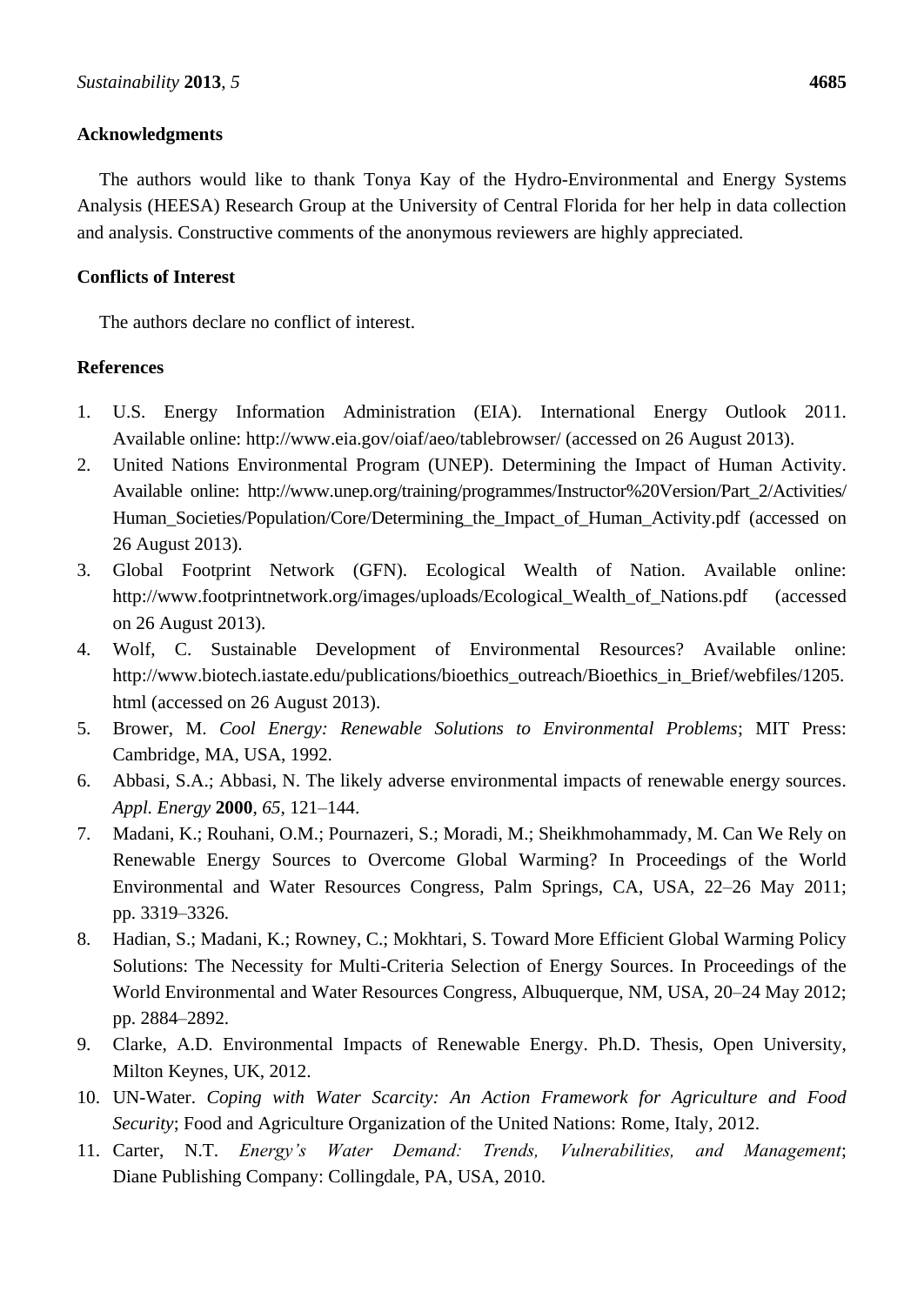## Acknowledgments

The authors would like to thank Tonya Kay of the Hydro-Environmental and Energy Systems Analysis (HEESA) Research Group at the University of Central Florida for her help in data collection and analysis. Constructive comments of the anonymous reviewers are highly appreciated.

## Conflicts of Interest

The authors declare no conflict of interest.

## References

1. U.S. Energy Information Administration (EIA). International Energy Outlook 2011. Available online: http://www.eia.gov/oiaf/aeo/tablebrowser/ (accessed on 26 August 2013).
2. United Nations Environmental Program (UNEP). Determining the Impact of Human Activity. Available online: http://www.unep.org/training/programmes/Instructor%20Version/Part_2/Activities/Human_Societies/Population/Core/Determining_the_Impact_of_Human_Activity.pdf (accessed on 26 August 2013).
3. Global Footprint Network (GFN). Ecological Wealth of Nation. Available online: http://www.footprintnetwork.org/images/uploads/Ecological_Wealth_of_Nations.pdf (accessed on 26 August 2013).
4. Wolf, C. Sustainable Development of Environmental Resources? Available online: http://www.biotech.iastate.edu/publications/bioethics_outreach/Bioethics_in_Brief/webfiles/1205.html (accessed on 26 August 2013).
5. Brower, M. *Cool Energy: Renewable Solutions to Environmental Problems*; MIT Press: Cambridge, MA, USA, 1992.
6. Abbasi, S.A.; Abbasi, N. The likely adverse environmental impacts of renewable energy sources. *Appl. Energy* **2000**, *65*, 121–144.
7. Madani, K.; Rouhani, O.M.; Pournazeri, S.; Moradi, M.; Sheikhmohammady, M. Can We Rely on Renewable Energy Sources to Overcome Global Warming? In Proceedings of the World Environmental and Water Resources Congress, Palm Springs, CA, USA, 22–26 May 2011; pp. 3319–3326.
8. Hadian, S.; Madani, K.; Rowney, C.; Mokhtari, S. Toward More Efficient Global Warming Policy Solutions: The Necessity for Multi-Criteria Selection of Energy Sources. In Proceedings of the World Environmental and Water Resources Congress, Albuquerque, NM, USA, 20–24 May 2012; pp. 2884–2892.
9. Clarke, A.D. Environmental Impacts of Renewable Energy. Ph.D. Thesis, Open University, Milton Keynes, UK, 2012.
10. UN-Water. *Coping with Water Scarcity: An Action Framework for Agriculture and Food Security*; Food and Agriculture Organization of the United Nations: Rome, Italy, 2012.
11. Carter, N.T. *Energy's Water Demand: Trends, Vulnerabilities, and Management*; Diane Publishing Company: Collingdale, PA, USA, 2010.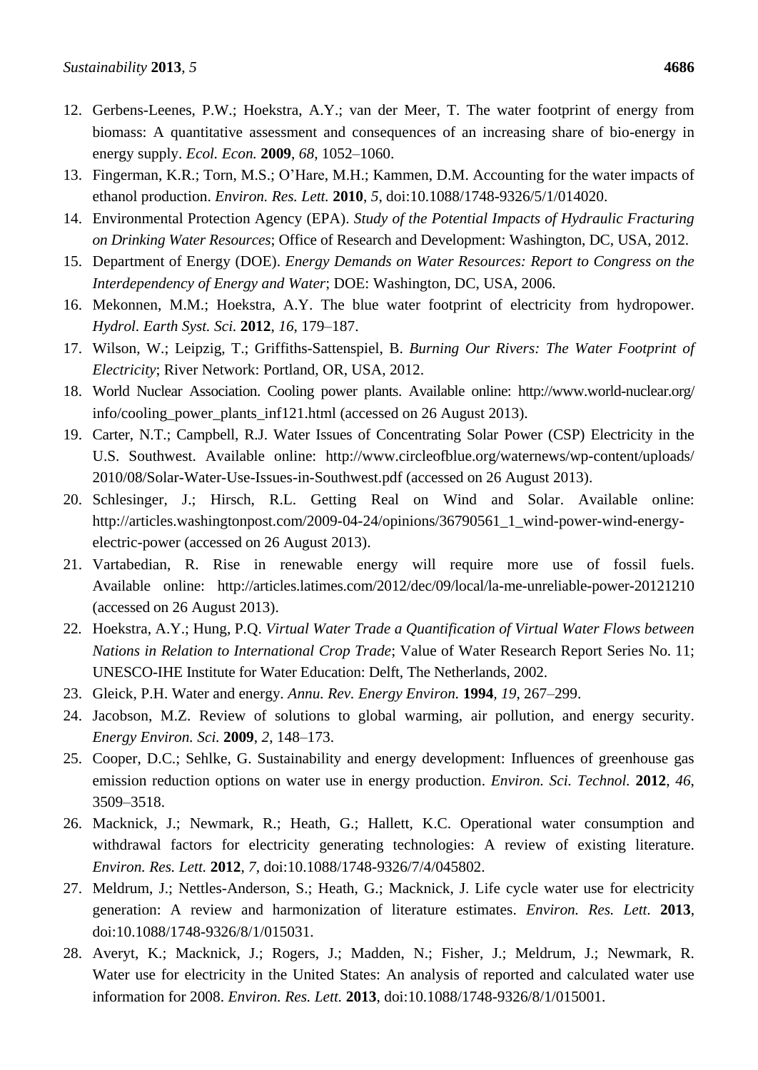12. Gerbens-Leenes, P.W.; Hoekstra, A.Y.; van der Meer, T. The water footprint of energy from biomass: A quantitative assessment and consequences of an increasing share of bio-energy in energy supply. *Ecol. Econ.* **2009**, *68*, 1052–1060.
13. Fingerman, K.R.; Torn, M.S.; O'Hare, M.H.; Kammen, D.M. Accounting for the water impacts of ethanol production. *Environ. Res. Lett.* **2010**, *5*, doi:10.1088/1748-9326/5/1/014020.
14. Environmental Protection Agency (EPA). *Study of the Potential Impacts of Hydraulic Fracturing on Drinking Water Resources*; Office of Research and Development: Washington, DC, USA, 2012.
15. Department of Energy (DOE). *Energy Demands on Water Resources: Report to Congress on the Interdependency of Energy and Water*; DOE: Washington, DC, USA, 2006.
16. Mekonnen, M.M.; Hoekstra, A.Y. The blue water footprint of electricity from hydropower. *Hydrol. Earth Syst. Sci.* **2012**, *16*, 179–187.
17. Wilson, W.; Leipzig, T.; Griffiths-Sattenspiel, B. *Burning Our Rivers: The Water Footprint of Electricity*; River Network: Portland, OR, USA, 2012.
18. World Nuclear Association. Cooling power plants. Available online: http://www.world-nuclear.org/info/cooling_power_plants_inf121.html (accessed on 26 August 2013).
19. Carter, N.T.; Campbell, R.J. Water Issues of Concentrating Solar Power (CSP) Electricity in the U.S. Southwest. Available online: http://www.circleofblue.org/waternews/wp-content/uploads/2010/08/Solar-Water-Use-Issues-in-Southwest.pdf (accessed on 26 August 2013).
20. Schlesinger, J.; Hirsch, R.L. Getting Real on Wind and Solar. Available online: http://articles.washingtonpost.com/2009-04-24/opinions/36790561_1_wind-power-wind-energy-electric-power (accessed on 26 August 2013).
21. Vartabedian, R. Rise in renewable energy will require more use of fossil fuels. Available online: http://articles.latimes.com/2012/dec/09/local/la-me-unreliable-power-20121210 (accessed on 26 August 2013).
22. Hoekstra, A.Y.; Hung, P.Q. *Virtual Water Trade a Quantification of Virtual Water Flows between Nations in Relation to International Crop Trade*; Value of Water Research Report Series No. 11; UNESCO-IHE Institute for Water Education: Delft, The Netherlands, 2002.
23. Gleick, P.H. Water and energy. *Annu. Rev. Energy Environ.* **1994**, *19*, 267–299.
24. Jacobson, M.Z. Review of solutions to global warming, air pollution, and energy security. *Energy Environ. Sci.* **2009**, *2*, 148–173.
25. Cooper, D.C.; Sehlke, G. Sustainability and energy development: Influences of greenhouse gas emission reduction options on water use in energy production. *Environ. Sci. Technol.* **2012**, *46*, 3509–3518.
26. Macknick, J.; Newmark, R.; Heath, G.; Hallett, K.C. Operational water consumption and withdrawal factors for electricity generating technologies: A review of existing literature. *Environ. Res. Lett.* **2012**, *7*, doi:10.1088/1748-9326/7/4/045802.
27. Meldrum, J.; Nettles-Anderson, S.; Heath, G.; Macknick, J. Life cycle water use for electricity generation: A review and harmonization of literature estimates. *Environ. Res. Lett.* **2013**, doi:10.1088/1748-9326/8/1/015031.
28. Averyt, K.; Macknick, J.; Rogers, J.; Madden, N.; Fisher, J.; Meldrum, J.; Newmark, R. Water use for electricity in the United States: An analysis of reported and calculated water use information for 2008. *Environ. Res. Lett.* **2013**, doi:10.1088/1748-9326/8/1/015001.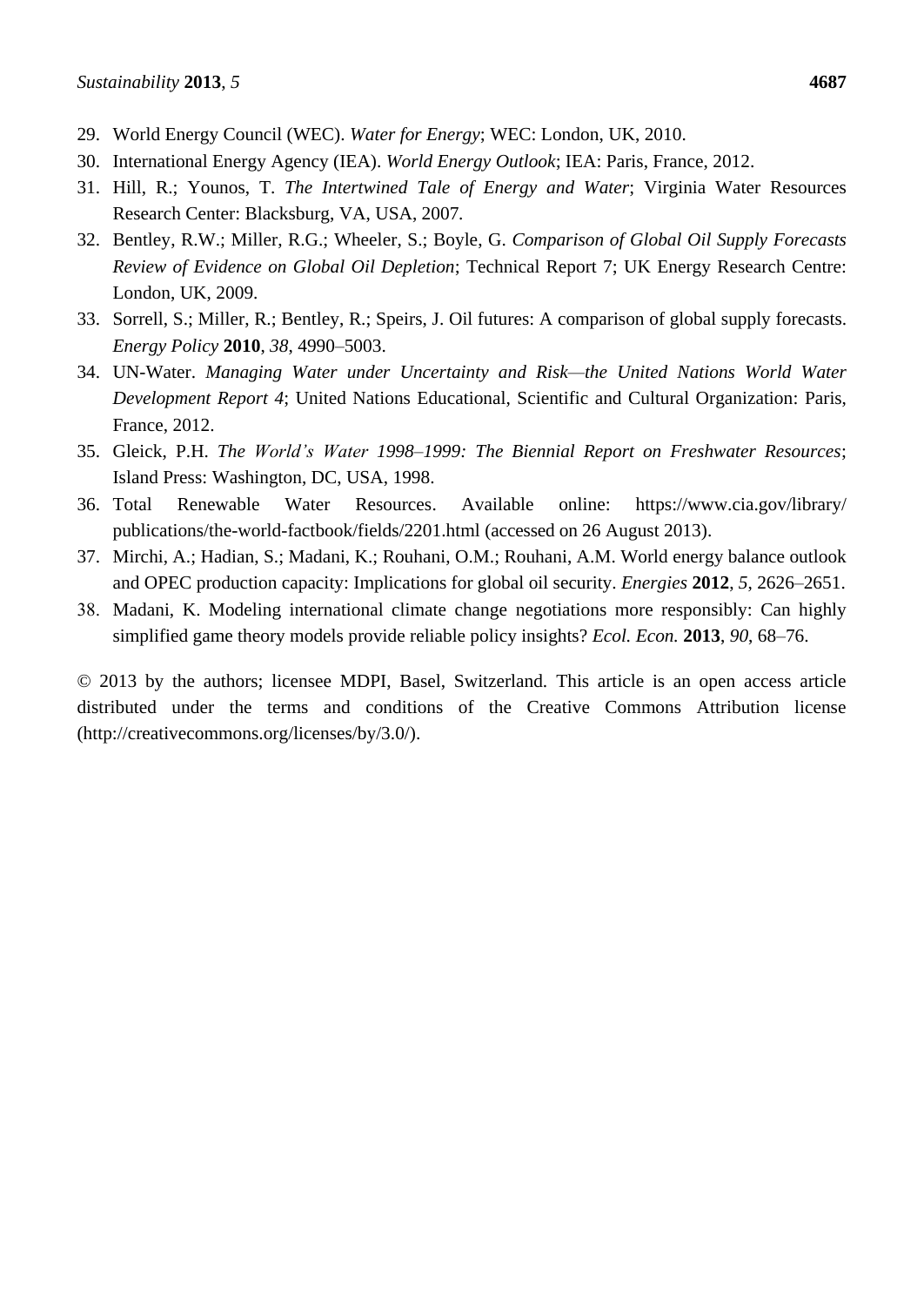29. World Energy Council (WEC). *Water for Energy*; WEC: London, UK, 2010.
30. International Energy Agency (IEA). *World Energy Outlook*; IEA: Paris, France, 2012.
31. Hill, R.; Younos, T. *The Intertwined Tale of Energy and Water*; Virginia Water Resources Research Center: Blacksburg, VA, USA, 2007.
32. Bentley, R.W.; Miller, R.G.; Wheeler, S.; Boyle, G. *Comparison of Global Oil Supply Forecasts Review of Evidence on Global Oil Depletion*; Technical Report 7; UK Energy Research Centre: London, UK, 2009.
33. Sorrell, S.; Miller, R.; Bentley, R.; Speirs, J. Oil futures: A comparison of global supply forecasts. *Energy Policy* **2010**, *38*, 4990–5003.
34. UN-Water. *Managing Water under Uncertainty and Risk—the United Nations World Water Development Report 4*; United Nations Educational, Scientific and Cultural Organization: Paris, France, 2012.
35. Gleick, P.H. *The World's Water 1998–1999: The Biennial Report on Freshwater Resources*; Island Press: Washington, DC, USA, 1998.
36. Total Renewable Water Resources. Available online: https://www.cia.gov/library/publications/the-world-factbook/fields/2201.html (accessed on 26 August 2013).
37. Mirchi, A.; Hadian, S.; Madani, K.; Rouhani, O.M.; Rouhani, A.M. World energy balance outlook and OPEC production capacity: Implications for global oil security. *Energies* **2012**, *5*, 2626–2651.
38. Madani, K. Modeling international climate change negotiations more responsibly: Can highly simplified game theory models provide reliable policy insights? *Ecol. Econ.* **2013**, *90*, 68–76.

© 2013 by the authors; licensee MDPI, Basel, Switzerland. This article is an open access article distributed under the terms and conditions of the Creative Commons Attribution license (http://creativecommons.org/licenses/by/3.0/).